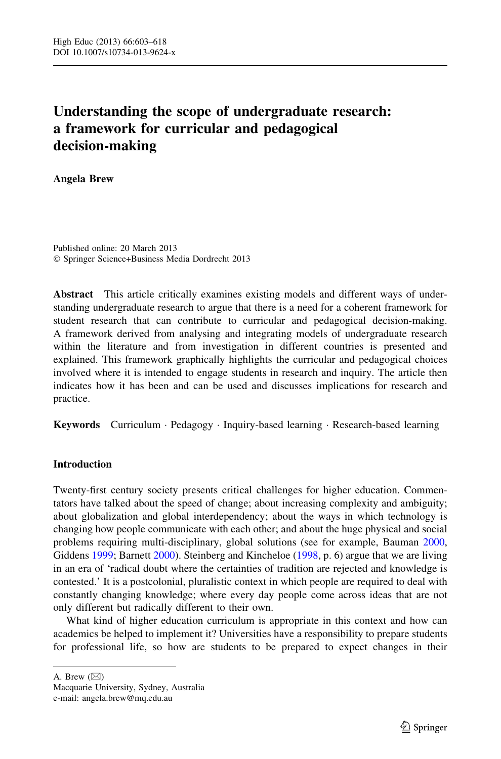# Understanding the scope of undergraduate research: a framework for curricular and pedagogical decision-making

**Angela Brew**

Published online: 20 March 2013
© Springer Science+Business Media Dordrecht 2013

**Abstract** This article critically examines existing models and different ways of understanding undergraduate research to argue that there is a need for a coherent framework for student research that can contribute to curricular and pedagogical decision-making. A framework derived from analysing and integrating models of undergraduate research within the literature and from investigation in different countries is presented and explained. This framework graphically highlights the curricular and pedagogical choices involved where it is intended to engage students in research and inquiry. The article then indicates how it has been and can be used and discusses implications for research and practice.

**Keywords** Curriculum · Pedagogy · Inquiry-based learning · Research-based learning

## Introduction

Twenty-first century society presents critical challenges for higher education. Commentators have talked about the speed of change; about increasing complexity and ambiguity; about globalization and global interdependency; about the ways in which technology is changing how people communicate with each other; and about the huge physical and social problems requiring multi-disciplinary, global solutions (see for example, Bauman 2000, Giddens 1999; Barnett 2000). Steinberg and Kincheloe (1998, p. 6) argue that we are living in an era of 'radical doubt where the certainties of tradition are rejected and knowledge is contested.' It is a postcolonial, pluralistic context in which people are required to deal with constantly changing knowledge; where every day people come across ideas that are not only different but radically different to their own.

What kind of higher education curriculum is appropriate in this context and how can academics be helped to implement it? Universities have a responsibility to prepare students for professional life, so how are students to be prepared to expect changes in their

---

A. Brew (✉)
Macquarie University, Sydney, Australia
e-mail: angela.brew@mq.edu.au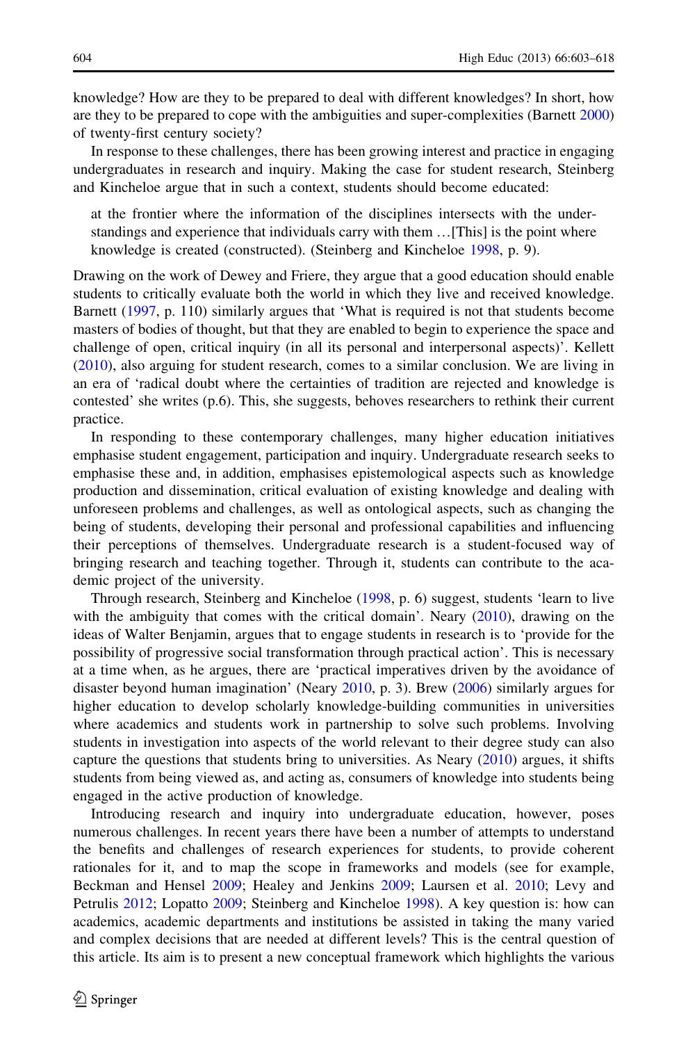knowledge? How are they to be prepared to deal with different knowledges? In short, how are they to be prepared to cope with the ambiguities and super-complexities (Barnett 2000) of twenty-first century society?

In response to these challenges, there has been growing interest and practice in engaging undergraduates in research and inquiry. Making the case for student research, Steinberg and Kincheloe argue that in such a context, students should become educated:

> at the frontier where the information of the disciplines intersects with the understandings and experience that individuals carry with them …[This] is the point where knowledge is created (constructed). (Steinberg and Kincheloe 1998, p. 9).

Drawing on the work of Dewey and Friere, they argue that a good education should enable students to critically evaluate both the world in which they live and received knowledge. Barnett (1997, p. 110) similarly argues that 'What is required is not that students become masters of bodies of thought, but that they are enabled to begin to experience the space and challenge of open, critical inquiry (in all its personal and interpersonal aspects)'. Kellett (2010), also arguing for student research, comes to a similar conclusion. We are living in an era of 'radical doubt where the certainties of tradition are rejected and knowledge is contested' she writes (p.6). This, she suggests, behoves researchers to rethink their current practice.

In responding to these contemporary challenges, many higher education initiatives emphasise student engagement, participation and inquiry. Undergraduate research seeks to emphasise these and, in addition, emphasises epistemological aspects such as knowledge production and dissemination, critical evaluation of existing knowledge and dealing with unforeseen problems and challenges, as well as ontological aspects, such as changing the being of students, developing their personal and professional capabilities and influencing their perceptions of themselves. Undergraduate research is a student-focused way of bringing research and teaching together. Through it, students can contribute to the academic project of the university.

Through research, Steinberg and Kincheloe (1998, p. 6) suggest, students 'learn to live with the ambiguity that comes with the critical domain'. Neary (2010), drawing on the ideas of Walter Benjamin, argues that to engage students in research is to 'provide for the possibility of progressive social transformation through practical action'. This is necessary at a time when, as he argues, there are 'practical imperatives driven by the avoidance of disaster beyond human imagination' (Neary 2010, p. 3). Brew (2006) similarly argues for higher education to develop scholarly knowledge-building communities in universities where academics and students work in partnership to solve such problems. Involving students in investigation into aspects of the world relevant to their degree study can also capture the questions that students bring to universities. As Neary (2010) argues, it shifts students from being viewed as, and acting as, consumers of knowledge into students being engaged in the active production of knowledge.

Introducing research and inquiry into undergraduate education, however, poses numerous challenges. In recent years there have been a number of attempts to understand the benefits and challenges of research experiences for students, to provide coherent rationales for it, and to map the scope in frameworks and models (see for example, Beckman and Hensel 2009; Healey and Jenkins 2009; Laursen et al. 2010; Levy and Petrulis 2012; Lopatto 2009; Steinberg and Kincheloe 1998). A key question is: how can academics, academic departments and institutions be assisted in taking the many varied and complex decisions that are needed at different levels? This is the central question of this article. Its aim is to present a new conceptual framework which highlights the various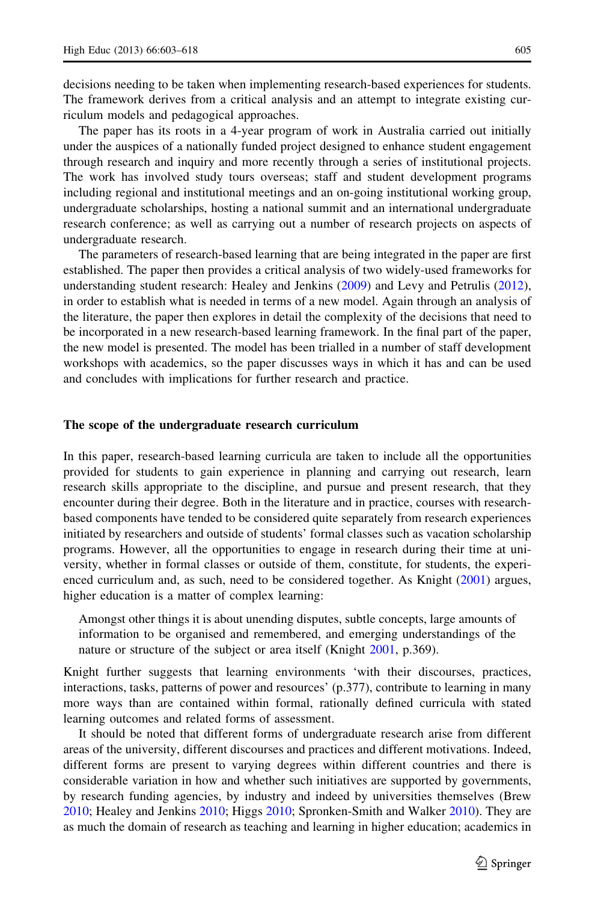decisions needing to be taken when implementing research-based experiences for students. The framework derives from a critical analysis and an attempt to integrate existing curriculum models and pedagogical approaches.

The paper has its roots in a 4-year program of work in Australia carried out initially under the auspices of a nationally funded project designed to enhance student engagement through research and inquiry and more recently through a series of institutional projects. The work has involved study tours overseas; staff and student development programs including regional and institutional meetings and an on-going institutional working group, undergraduate scholarships, hosting a national summit and an international undergraduate research conference; as well as carrying out a number of research projects on aspects of undergraduate research.

The parameters of research-based learning that are being integrated in the paper are first established. The paper then provides a critical analysis of two widely-used frameworks for understanding student research: Healey and Jenkins (2009) and Levy and Petrulis (2012), in order to establish what is needed in terms of a new model. Again through an analysis of the literature, the paper then explores in detail the complexity of the decisions that need to be incorporated in a new research-based learning framework. In the final part of the paper, the new model is presented. The model has been trialled in a number of staff development workshops with academics, so the paper discusses ways in which it has and can be used and concludes with implications for further research and practice.

## The scope of the undergraduate research curriculum

In this paper, research-based learning curricula are taken to include all the opportunities provided for students to gain experience in planning and carrying out research, learn research skills appropriate to the discipline, and pursue and present research, that they encounter during their degree. Both in the literature and in practice, courses with research-based components have tended to be considered quite separately from research experiences initiated by researchers and outside of students' formal classes such as vacation scholarship programs. However, all the opportunities to engage in research during their time at university, whether in formal classes or outside of them, constitute, for students, the experienced curriculum and, as such, need to be considered together. As Knight (2001) argues, higher education is a matter of complex learning:

> Amongst other things it is about unending disputes, subtle concepts, large amounts of information to be organised and remembered, and emerging understandings of the nature or structure of the subject or area itself (Knight 2001, p.369).

Knight further suggests that learning environments 'with their discourses, practices, interactions, tasks, patterns of power and resources' (p.377), contribute to learning in many more ways than are contained within formal, rationally defined curricula with stated learning outcomes and related forms of assessment.

It should be noted that different forms of undergraduate research arise from different areas of the university, different discourses and practices and different motivations. Indeed, different forms are present to varying degrees within different countries and there is considerable variation in how and whether such initiatives are supported by governments, by research funding agencies, by industry and indeed by universities themselves (Brew 2010; Healey and Jenkins 2010; Higgs 2010; Spronken-Smith and Walker 2010). They are as much the domain of research as teaching and learning in higher education; academics in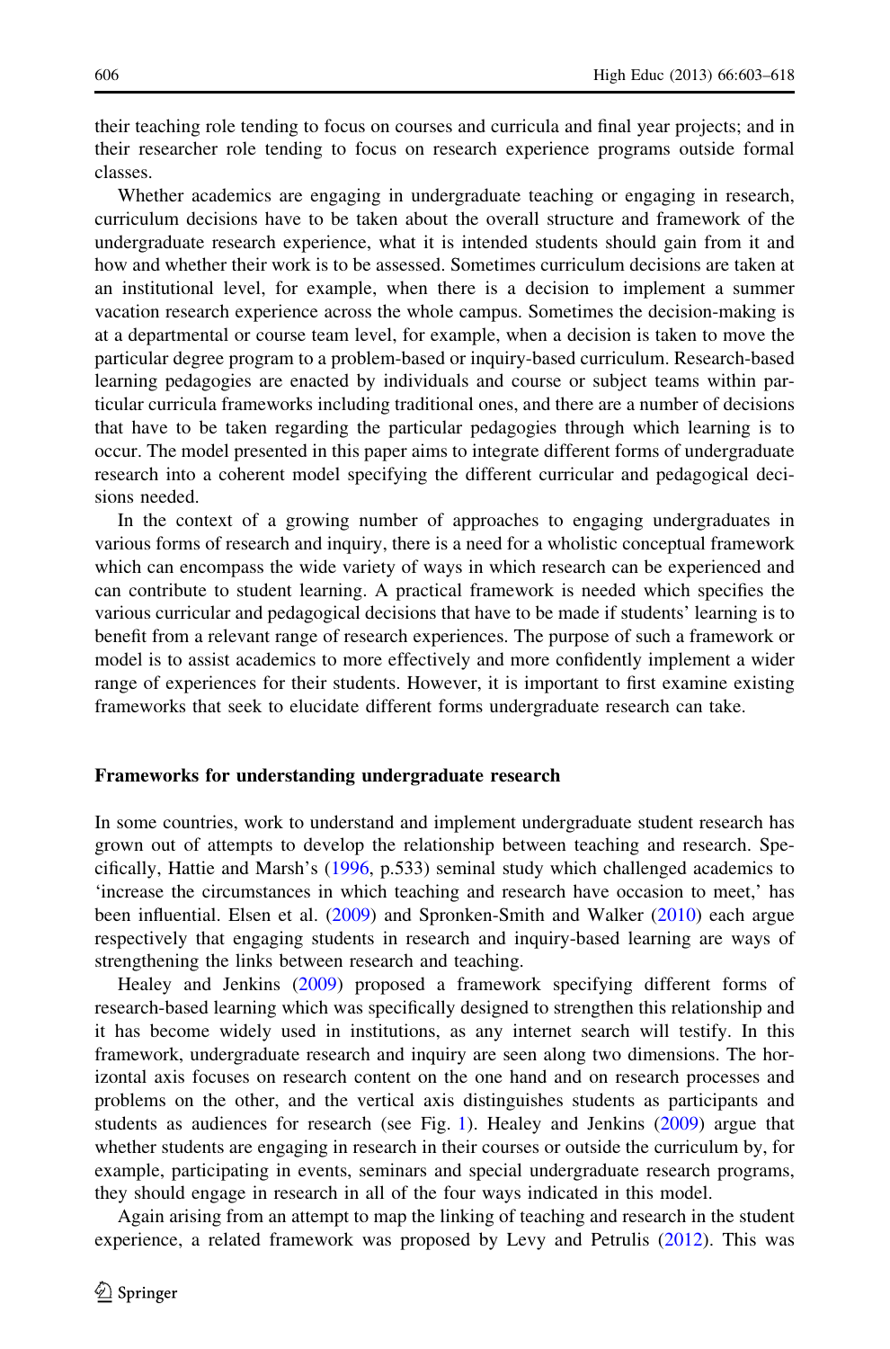their teaching role tending to focus on courses and curricula and final year projects; and in their researcher role tending to focus on research experience programs outside formal classes.

Whether academics are engaging in undergraduate teaching or engaging in research, curriculum decisions have to be taken about the overall structure and framework of the undergraduate research experience, what it is intended students should gain from it and how and whether their work is to be assessed. Sometimes curriculum decisions are taken at an institutional level, for example, when there is a decision to implement a summer vacation research experience across the whole campus. Sometimes the decision-making is at a departmental or course team level, for example, when a decision is taken to move the particular degree program to a problem-based or inquiry-based curriculum. Research-based learning pedagogies are enacted by individuals and course or subject teams within particular curricula frameworks including traditional ones, and there are a number of decisions that have to be taken regarding the particular pedagogies through which learning is to occur. The model presented in this paper aims to integrate different forms of undergraduate research into a coherent model specifying the different curricular and pedagogical decisions needed.

In the context of a growing number of approaches to engaging undergraduates in various forms of research and inquiry, there is a need for a wholistic conceptual framework which can encompass the wide variety of ways in which research can be experienced and can contribute to student learning. A practical framework is needed which specifies the various curricular and pedagogical decisions that have to be made if students' learning is to benefit from a relevant range of research experiences. The purpose of such a framework or model is to assist academics to more effectively and more confidently implement a wider range of experiences for their students. However, it is important to first examine existing frameworks that seek to elucidate different forms undergraduate research can take.

## Frameworks for understanding undergraduate research

In some countries, work to understand and implement undergraduate student research has grown out of attempts to develop the relationship between teaching and research. Specifically, Hattie and Marsh's (1996, p.533) seminal study which challenged academics to 'increase the circumstances in which teaching and research have occasion to meet,' has been influential. Elsen et al. (2009) and Spronken-Smith and Walker (2010) each argue respectively that engaging students in research and inquiry-based learning are ways of strengthening the links between research and teaching.

Healey and Jenkins (2009) proposed a framework specifying different forms of research-based learning which was specifically designed to strengthen this relationship and it has become widely used in institutions, as any internet search will testify. In this framework, undergraduate research and inquiry are seen along two dimensions. The horizontal axis focuses on research content on the one hand and on research processes and problems on the other, and the vertical axis distinguishes students as participants and students as audiences for research (see Fig. 1). Healey and Jenkins (2009) argue that whether students are engaging in research in their courses or outside the curriculum by, for example, participating in events, seminars and special undergraduate research programs, they should engage in research in all of the four ways indicated in this model.

Again arising from an attempt to map the linking of teaching and research in the student experience, a related framework was proposed by Levy and Petrulis (2012). This was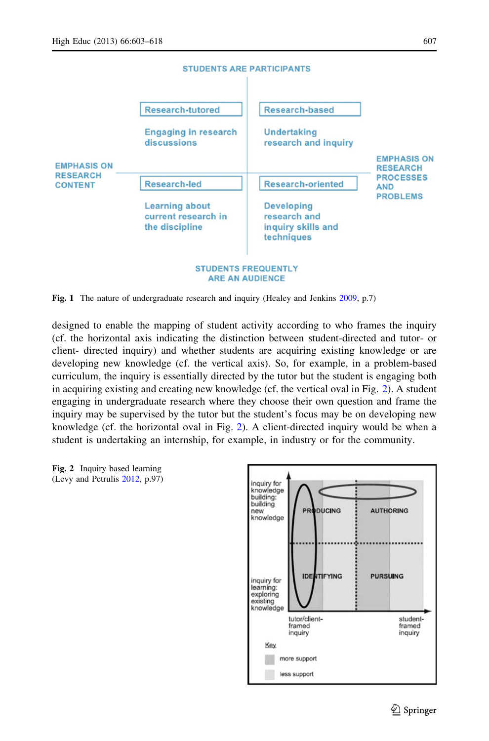STUDENTS ARE PARTICIPANTS

| | Research-tutored | Research-based | |
|---|---|---|---|
| | Engaging in research discussions | Undertaking research and inquiry | |
| EMPHASIS ON RESEARCH CONTENT | Research-led | Research-oriented | EMPHASIS ON RESEARCH PROCESSES AND PROBLEMS |
| | Learning about current research in the discipline | Developing research and inquiry skills and techniques | |

STUDENTS FREQUENTLY ARE AN AUDIENCE

**Fig. 1** The nature of undergraduate research and inquiry (Healey and Jenkins 2009, p.7)

designed to enable the mapping of student activity according to who frames the inquiry (cf. the horizontal axis indicating the distinction between student-directed and tutor- or client- directed inquiry) and whether students are acquiring existing knowledge or are developing new knowledge (cf. the vertical axis). So, for example, in a problem-based curriculum, the inquiry is essentially directed by the tutor but the student is engaging both in acquiring existing and creating new knowledge (cf. the vertical oval in Fig. 2). A student engaging in undergraduate research where they choose their own question and frame the inquiry may be supervised by the tutor but the student's focus may be on developing new knowledge (cf. the horizontal oval in Fig. 2). A client-directed inquiry would be when a student is undertaking an internship, for example, in industry or for the community.

| | tutor/client-framed inquiry | student-framed inquiry |
|---|---|---|
| inquiry for knowledge building: building new knowledge | PRODUCING | AUTHORING |
| inquiry for learning: exploring existing knowledge | IDENTIFYING | PURSUING |

Key: more support; less support

**Fig. 2** Inquiry based learning (Levy and Petrulis 2012, p.97)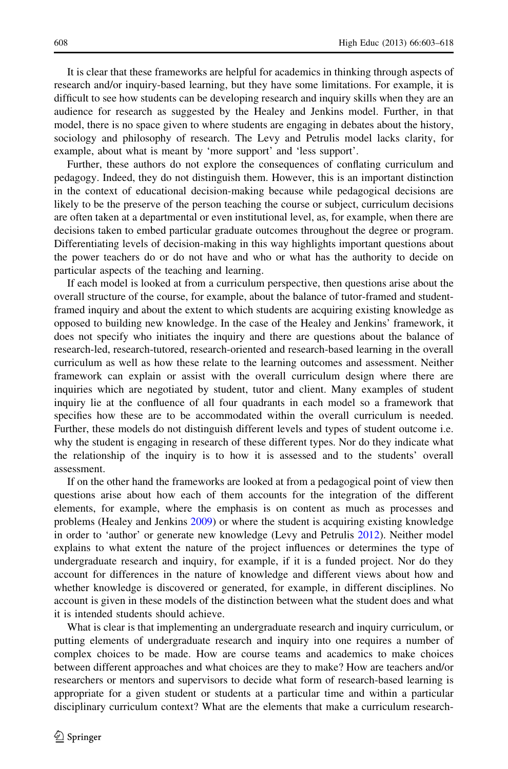It is clear that these frameworks are helpful for academics in thinking through aspects of research and/or inquiry-based learning, but they have some limitations. For example, it is difficult to see how students can be developing research and inquiry skills when they are an audience for research as suggested by the Healey and Jenkins model. Further, in that model, there is no space given to where students are engaging in debates about the history, sociology and philosophy of research. The Levy and Petrulis model lacks clarity, for example, about what is meant by 'more support' and 'less support'.

Further, these authors do not explore the consequences of conflating curriculum and pedagogy. Indeed, they do not distinguish them. However, this is an important distinction in the context of educational decision-making because while pedagogical decisions are likely to be the preserve of the person teaching the course or subject, curriculum decisions are often taken at a departmental or even institutional level, as, for example, when there are decisions taken to embed particular graduate outcomes throughout the degree or program. Differentiating levels of decision-making in this way highlights important questions about the power teachers do or do not have and who or what has the authority to decide on particular aspects of the teaching and learning.

If each model is looked at from a curriculum perspective, then questions arise about the overall structure of the course, for example, about the balance of tutor-framed and student-framed inquiry and about the extent to which students are acquiring existing knowledge as opposed to building new knowledge. In the case of the Healey and Jenkins' framework, it does not specify who initiates the inquiry and there are questions about the balance of research-led, research-tutored, research-oriented and research-based learning in the overall curriculum as well as how these relate to the learning outcomes and assessment. Neither framework can explain or assist with the overall curriculum design where there are inquiries which are negotiated by student, tutor and client. Many examples of student inquiry lie at the confluence of all four quadrants in each model so a framework that specifies how these are to be accommodated within the overall curriculum is needed. Further, these models do not distinguish different levels and types of student outcome i.e. why the student is engaging in research of these different types. Nor do they indicate what the relationship of the inquiry is to how it is assessed and to the students' overall assessment.

If on the other hand the frameworks are looked at from a pedagogical point of view then questions arise about how each of them accounts for the integration of the different elements, for example, where the emphasis is on content as much as processes and problems (Healey and Jenkins 2009) or where the student is acquiring existing knowledge in order to 'author' or generate new knowledge (Levy and Petrulis 2012). Neither model explains to what extent the nature of the project influences or determines the type of undergraduate research and inquiry, for example, if it is a funded project. Nor do they account for differences in the nature of knowledge and different views about how and whether knowledge is discovered or generated, for example, in different disciplines. No account is given in these models of the distinction between what the student does and what it is intended students should achieve.

What is clear is that implementing an undergraduate research and inquiry curriculum, or putting elements of undergraduate research and inquiry into one requires a number of complex choices to be made. How are course teams and academics to make choices between different approaches and what choices are they to make? How are teachers and/or researchers or mentors and supervisors to decide what form of research-based learning is appropriate for a given student or students at a particular time and within a particular disciplinary curriculum context? What are the elements that make a curriculum research-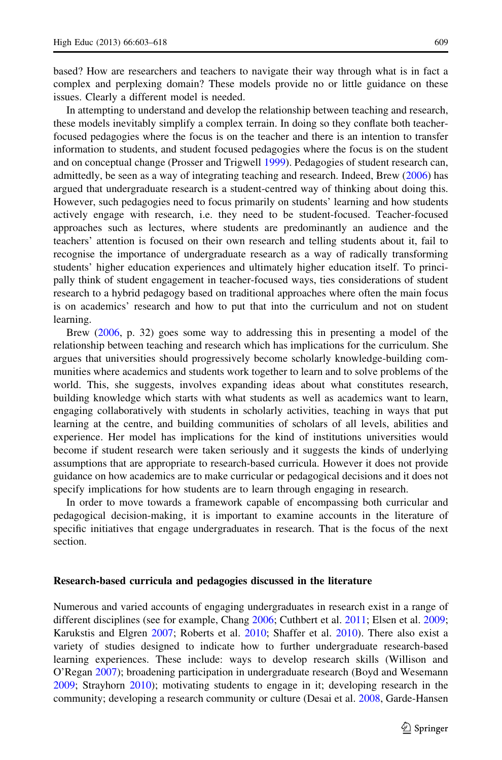based? How are researchers and teachers to navigate their way through what is in fact a complex and perplexing domain? These models provide no or little guidance on these issues. Clearly a different model is needed.

In attempting to understand and develop the relationship between teaching and research, these models inevitably simplify a complex terrain. In doing so they conflate both teacher-focused pedagogies where the focus is on the teacher and there is an intention to transfer information to students, and student focused pedagogies where the focus is on the student and on conceptual change (Prosser and Trigwell 1999). Pedagogies of student research can, admittedly, be seen as a way of integrating teaching and research. Indeed, Brew (2006) has argued that undergraduate research is a student-centred way of thinking about doing this. However, such pedagogies need to focus primarily on students' learning and how students actively engage with research, i.e. they need to be student-focused. Teacher-focused approaches such as lectures, where students are predominantly an audience and the teachers' attention is focused on their own research and telling students about it, fail to recognise the importance of undergraduate research as a way of radically transforming students' higher education experiences and ultimately higher education itself. To principally think of student engagement in teacher-focused ways, ties considerations of student research to a hybrid pedagogy based on traditional approaches where often the main focus is on academics' research and how to put that into the curriculum and not on student learning.

Brew (2006, p. 32) goes some way to addressing this in presenting a model of the relationship between teaching and research which has implications for the curriculum. She argues that universities should progressively become scholarly knowledge-building communities where academics and students work together to learn and to solve problems of the world. This, she suggests, involves expanding ideas about what constitutes research, building knowledge which starts with what students as well as academics want to learn, engaging collaboratively with students in scholarly activities, teaching in ways that put learning at the centre, and building communities of scholars of all levels, abilities and experience. Her model has implications for the kind of institutions universities would become if student research were taken seriously and it suggests the kinds of underlying assumptions that are appropriate to research-based curricula. However it does not provide guidance on how academics are to make curricular or pedagogical decisions and it does not specify implications for how students are to learn through engaging in research.

In order to move towards a framework capable of encompassing both curricular and pedagogical decision-making, it is important to examine accounts in the literature of specific initiatives that engage undergraduates in research. That is the focus of the next section.

## Research-based curricula and pedagogies discussed in the literature

Numerous and varied accounts of engaging undergraduates in research exist in a range of different disciplines (see for example, Chang 2006; Cuthbert et al. 2011; Elsen et al. 2009; Karukstis and Elgren 2007; Roberts et al. 2010; Shaffer et al. 2010). There also exist a variety of studies designed to indicate how to further undergraduate research-based learning experiences. These include: ways to develop research skills (Willison and O'Regan 2007); broadening participation in undergraduate research (Boyd and Wesemann 2009; Strayhorn 2010); motivating students to engage in it; developing research in the community; developing a research community or culture (Desai et al. 2008, Garde-Hansen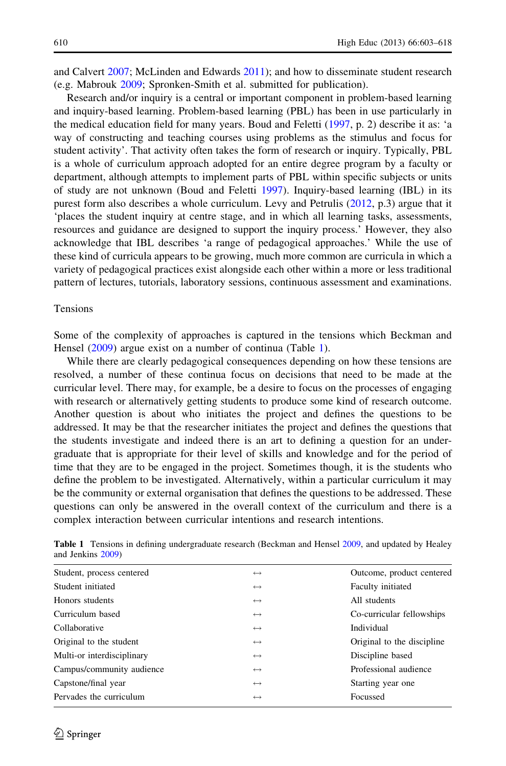and Calvert 2007; McLinden and Edwards 2011); and how to disseminate student research (e.g. Mabrouk 2009; Spronken-Smith et al. submitted for publication).

Research and/or inquiry is a central or important component in problem-based learning and inquiry-based learning. Problem-based learning (PBL) has been in use particularly in the medical education field for many years. Boud and Feletti (1997, p. 2) describe it as: 'a way of constructing and teaching courses using problems as the stimulus and focus for student activity'. That activity often takes the form of research or inquiry. Typically, PBL is a whole of curriculum approach adopted for an entire degree program by a faculty or department, although attempts to implement parts of PBL within specific subjects or units of study are not unknown (Boud and Feletti 1997). Inquiry-based learning (IBL) in its purest form also describes a whole curriculum. Levy and Petrulis (2012, p.3) argue that it 'places the student inquiry at centre stage, and in which all learning tasks, assessments, resources and guidance are designed to support the inquiry process.' However, they also acknowledge that IBL describes 'a range of pedagogical approaches.' While the use of these kind of curricula appears to be growing, much more common are curricula in which a variety of pedagogical practices exist alongside each other within a more or less traditional pattern of lectures, tutorials, laboratory sessions, continuous assessment and examinations.

## Tensions

Some of the complexity of approaches is captured in the tensions which Beckman and Hensel (2009) argue exist on a number of continua (Table 1).

While there are clearly pedagogical consequences depending on how these tensions are resolved, a number of these continua focus on decisions that need to be made at the curricular level. There may, for example, be a desire to focus on the processes of engaging with research or alternatively getting students to produce some kind of research outcome. Another question is about who initiates the project and defines the questions to be addressed. It may be that the researcher initiates the project and defines the questions that the students investigate and indeed there is an art to defining a question for an undergraduate that is appropriate for their level of skills and knowledge and for the period of time that they are to be engaged in the project. Sometimes though, it is the students who define the problem to be investigated. Alternatively, within a particular curriculum it may be the community or external organisation that defines the questions to be addressed. These questions can only be answered in the overall context of the curriculum and there is a complex interaction between curricular intentions and research intentions.

**Table 1** Tensions in defining undergraduate research (Beckman and Hensel 2009, and updated by Healey and Jenkins 2009)

| | | |
|---|---|---|
| Student, process centered | ↔ | Outcome, product centered |
| Student initiated | ↔ | Faculty initiated |
| Honors students | ↔ | All students |
| Curriculum based | ↔ | Co-curricular fellowships |
| Collaborative | ↔ | Individual |
| Original to the student | ↔ | Original to the discipline |
| Multi-or interdisciplinary | ↔ | Discipline based |
| Campus/community audience | ↔ | Professional audience |
| Capstone/final year | ↔ | Starting year one |
| Pervades the curriculum | ↔ | Focussed |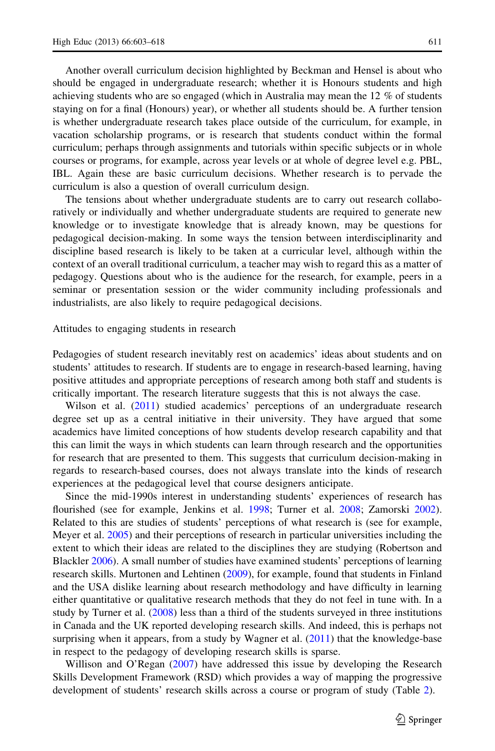Another overall curriculum decision highlighted by Beckman and Hensel is about who should be engaged in undergraduate research; whether it is Honours students and high achieving students who are so engaged (which in Australia may mean the 12 % of students staying on for a final (Honours) year), or whether all students should be. A further tension is whether undergraduate research takes place outside of the curriculum, for example, in vacation scholarship programs, or is research that students conduct within the formal curriculum; perhaps through assignments and tutorials within specific subjects or in whole courses or programs, for example, across year levels or at whole of degree level e.g. PBL, IBL. Again these are basic curriculum decisions. Whether research is to pervade the curriculum is also a question of overall curriculum design.

The tensions about whether undergraduate students are to carry out research collaboratively or individually and whether undergraduate students are required to generate new knowledge or to investigate knowledge that is already known, may be questions for pedagogical decision-making. In some ways the tension between interdisciplinarity and discipline based research is likely to be taken at a curricular level, although within the context of an overall traditional curriculum, a teacher may wish to regard this as a matter of pedagogy. Questions about who is the audience for the research, for example, peers in a seminar or presentation session or the wider community including professionals and industrialists, are also likely to require pedagogical decisions.

## Attitudes to engaging students in research

Pedagogies of student research inevitably rest on academics' ideas about students and on students' attitudes to research. If students are to engage in research-based learning, having positive attitudes and appropriate perceptions of research among both staff and students is critically important. The research literature suggests that this is not always the case.

Wilson et al. (2011) studied academics' perceptions of an undergraduate research degree set up as a central initiative in their university. They have argued that some academics have limited conceptions of how students develop research capability and that this can limit the ways in which students can learn through research and the opportunities for research that are presented to them. This suggests that curriculum decision-making in regards to research-based courses, does not always translate into the kinds of research experiences at the pedagogical level that course designers anticipate.

Since the mid-1990s interest in understanding students' experiences of research has flourished (see for example, Jenkins et al. 1998; Turner et al. 2008; Zamorski 2002). Related to this are studies of students' perceptions of what research is (see for example, Meyer et al. 2005) and their perceptions of research in particular universities including the extent to which their ideas are related to the disciplines they are studying (Robertson and Blackler 2006). A small number of studies have examined students' perceptions of learning research skills. Murtonen and Lehtinen (2009), for example, found that students in Finland and the USA dislike learning about research methodology and have difficulty in learning either quantitative or qualitative research methods that they do not feel in tune with. In a study by Turner et al. (2008) less than a third of the students surveyed in three institutions in Canada and the UK reported developing research skills. And indeed, this is perhaps not surprising when it appears, from a study by Wagner et al. (2011) that the knowledge-base in respect to the pedagogy of developing research skills is sparse.

Willison and O'Regan (2007) have addressed this issue by developing the Research Skills Development Framework (RSD) which provides a way of mapping the progressive development of students' research skills across a course or program of study (Table 2).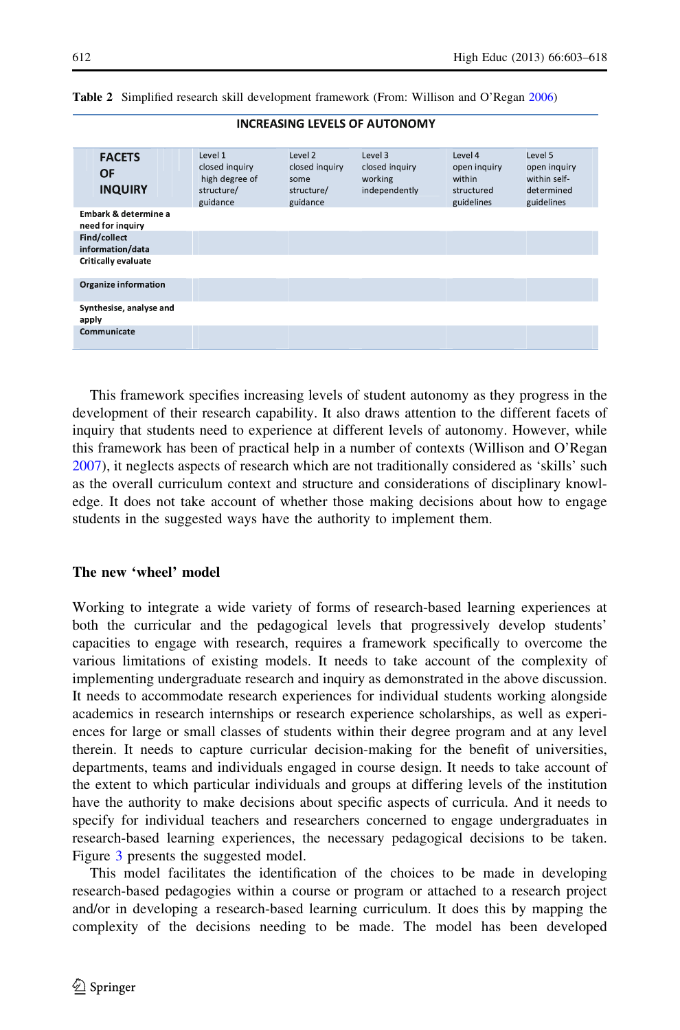Table 2 Simplified research skill development framework (From: Willison and O'Regan 2006)

| INCREASING LEVELS OF AUTONOMY | | | | | |
|---|---|---|---|---|---|
| **FACETS OF INQUIRY** | Level 1 closed inquiry high degree of structure/ guidance | Level 2 closed inquiry some structure/ guidance | Level 3 closed inquiry working independently | Level 4 open inquiry within structured guidelines | Level 5 open inquiry within self-determined guidelines |
| **Embark & determine a need for inquiry** | | | | | |
| **Find/collect information/data** | | | | | |
| **Critically evaluate** | | | | | |
| **Organize information** | | | | | |
| **Synthesise, analyse and apply** | | | | | |
| **Communicate** | | | | | |

This framework specifies increasing levels of student autonomy as they progress in the development of their research capability. It also draws attention to the different facets of inquiry that students need to experience at different levels of autonomy. However, while this framework has been of practical help in a number of contexts (Willison and O'Regan 2007), it neglects aspects of research which are not traditionally considered as 'skills' such as the overall curriculum context and structure and considerations of disciplinary knowledge. It does not take account of whether those making decisions about how to engage students in the suggested ways have the authority to implement them.

## The new 'wheel' model

Working to integrate a wide variety of forms of research-based learning experiences at both the curricular and the pedagogical levels that progressively develop students' capacities to engage with research, requires a framework specifically to overcome the various limitations of existing models. It needs to take account of the complexity of implementing undergraduate research and inquiry as demonstrated in the above discussion. It needs to accommodate research experiences for individual students working alongside academics in research internships or research experience scholarships, as well as experiences for large or small classes of students within their degree program and at any level therein. It needs to capture curricular decision-making for the benefit of universities, departments, teams and individuals engaged in course design. It needs to take account of the extent to which particular individuals and groups at differing levels of the institution have the authority to make decisions about specific aspects of curricula. And it needs to specify for individual teachers and researchers concerned to engage undergraduates in research-based learning experiences, the necessary pedagogical decisions to be taken. Figure 3 presents the suggested model.

This model facilitates the identification of the choices to be made in developing research-based pedagogies within a course or program or attached to a research project and/or in developing a research-based learning curriculum. It does this by mapping the complexity of the decisions needing to be made. The model has been developed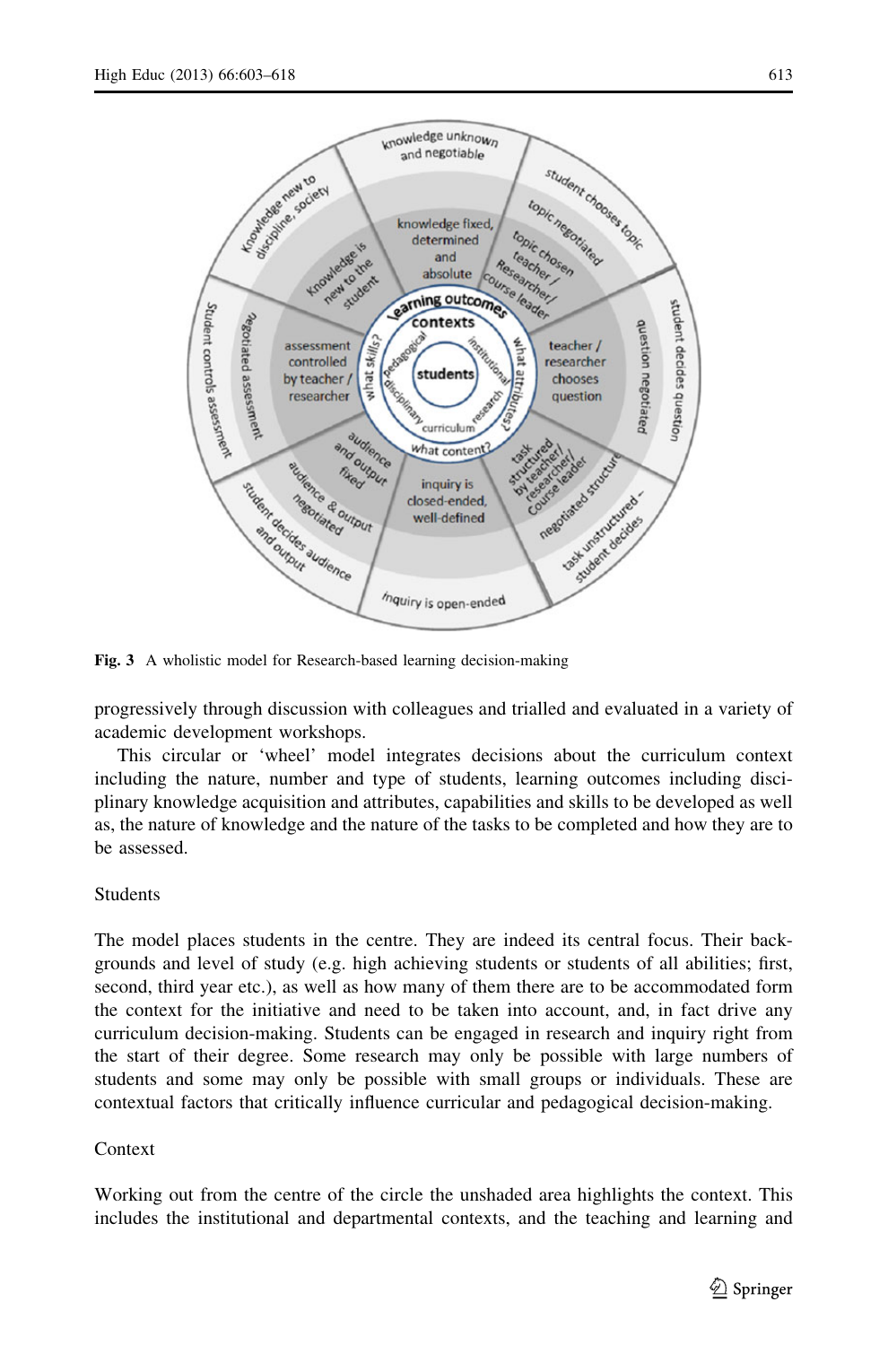Fig. 3 A wholistic model for Research-based learning decision-making

progressively through discussion with colleagues and trialled and evaluated in a variety of academic development workshops.

This circular or 'wheel' model integrates decisions about the curriculum context including the nature, number and type of students, learning outcomes including disciplinary knowledge acquisition and attributes, capabilities and skills to be developed as well as, the nature of knowledge and the nature of the tasks to be completed and how they are to be assessed.

## Students

The model places students in the centre. They are indeed its central focus. Their backgrounds and level of study (e.g. high achieving students or students of all abilities; first, second, third year etc.), as well as how many of them there are to be accommodated form the context for the initiative and need to be taken into account, and, in fact drive any curriculum decision-making. Students can be engaged in research and inquiry right from the start of their degree. Some research may only be possible with large numbers of students and some may only be possible with small groups or individuals. These are contextual factors that critically influence curricular and pedagogical decision-making.

## Context

Working out from the centre of the circle the unshaded area highlights the context. This includes the institutional and departmental contexts, and the teaching and learning and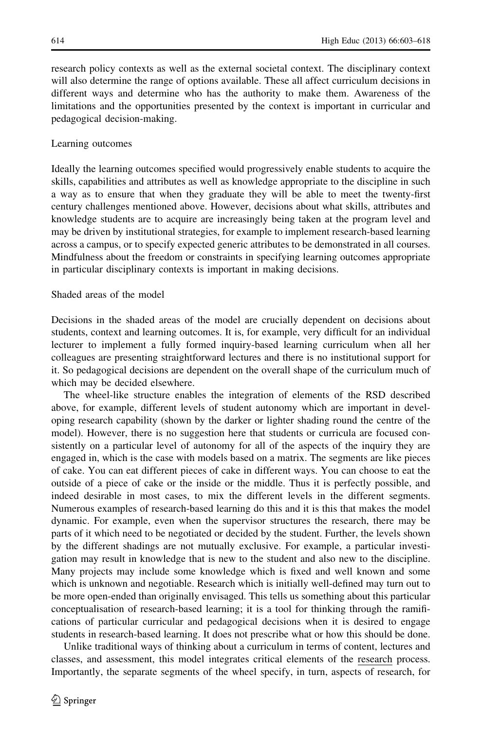research policy contexts as well as the external societal context. The disciplinary context will also determine the range of options available. These all affect curriculum decisions in different ways and determine who has the authority to make them. Awareness of the limitations and the opportunities presented by the context is important in curricular and pedagogical decision-making.

### Learning outcomes

Ideally the learning outcomes specified would progressively enable students to acquire the skills, capabilities and attributes as well as knowledge appropriate to the discipline in such a way as to ensure that when they graduate they will be able to meet the twenty-first century challenges mentioned above. However, decisions about what skills, attributes and knowledge students are to acquire are increasingly being taken at the program level and may be driven by institutional strategies, for example to implement research-based learning across a campus, or to specify expected generic attributes to be demonstrated in all courses. Mindfulness about the freedom or constraints in specifying learning outcomes appropriate in particular disciplinary contexts is important in making decisions.

### Shaded areas of the model

Decisions in the shaded areas of the model are crucially dependent on decisions about students, context and learning outcomes. It is, for example, very difficult for an individual lecturer to implement a fully formed inquiry-based learning curriculum when all her colleagues are presenting straightforward lectures and there is no institutional support for it. So pedagogical decisions are dependent on the overall shape of the curriculum much of which may be decided elsewhere.

The wheel-like structure enables the integration of elements of the RSD described above, for example, different levels of student autonomy which are important in developing research capability (shown by the darker or lighter shading round the centre of the model). However, there is no suggestion here that students or curricula are focused consistently on a particular level of autonomy for all of the aspects of the inquiry they are engaged in, which is the case with models based on a matrix. The segments are like pieces of cake. You can eat different pieces of cake in different ways. You can choose to eat the outside of a piece of cake or the inside or the middle. Thus it is perfectly possible, and indeed desirable in most cases, to mix the different levels in the different segments. Numerous examples of research-based learning do this and it is this that makes the model dynamic. For example, even when the supervisor structures the research, there may be parts of it which need to be negotiated or decided by the student. Further, the levels shown by the different shadings are not mutually exclusive. For example, a particular investigation may result in knowledge that is new to the student and also new to the discipline. Many projects may include some knowledge which is fixed and well known and some which is unknown and negotiable. Research which is initially well-defined may turn out to be more open-ended than originally envisaged. This tells us something about this particular conceptualisation of research-based learning; it is a tool for thinking through the ramifications of particular curricular and pedagogical decisions when it is desired to engage students in research-based learning. It does not prescribe what or how this should be done.

Unlike traditional ways of thinking about a curriculum in terms of content, lectures and classes, and assessment, this model integrates critical elements of the research process. Importantly, the separate segments of the wheel specify, in turn, aspects of research, for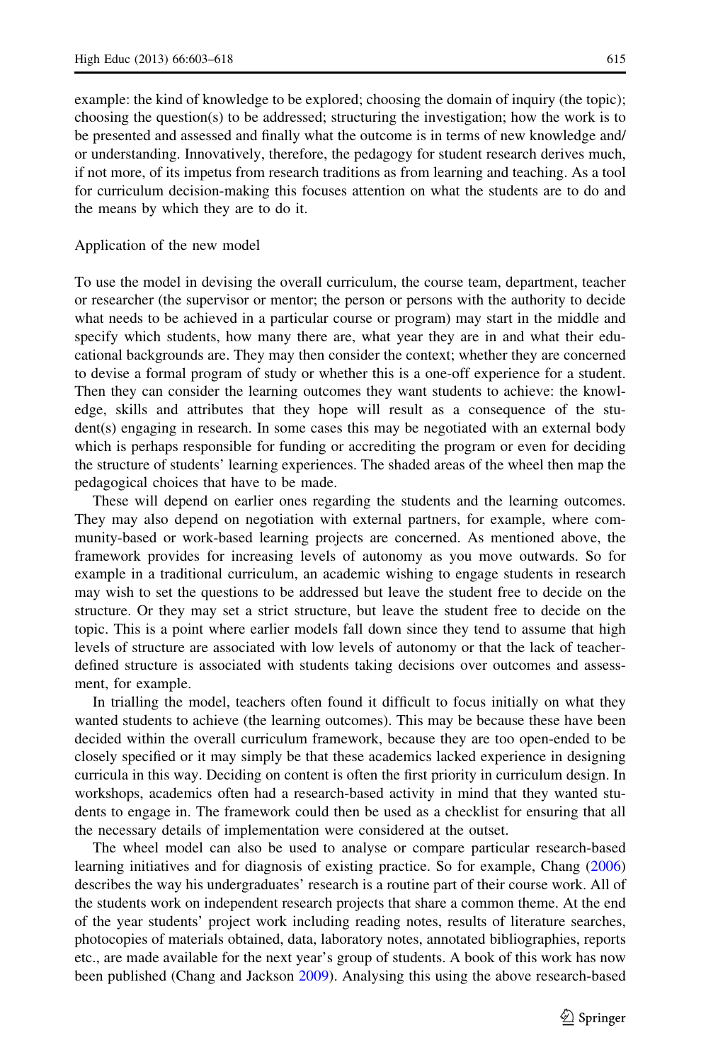example: the kind of knowledge to be explored; choosing the domain of inquiry (the topic); choosing the question(s) to be addressed; structuring the investigation; how the work is to be presented and assessed and finally what the outcome is in terms of new knowledge and/or understanding. Innovatively, therefore, the pedagogy for student research derives much, if not more, of its impetus from research traditions as from learning and teaching. As a tool for curriculum decision-making this focuses attention on what the students are to do and the means by which they are to do it.

## Application of the new model

To use the model in devising the overall curriculum, the course team, department, teacher or researcher (the supervisor or mentor; the person or persons with the authority to decide what needs to be achieved in a particular course or program) may start in the middle and specify which students, how many there are, what year they are in and what their educational backgrounds are. They may then consider the context; whether they are concerned to devise a formal program of study or whether this is a one-off experience for a student. Then they can consider the learning outcomes they want students to achieve: the knowledge, skills and attributes that they hope will result as a consequence of the student(s) engaging in research. In some cases this may be negotiated with an external body which is perhaps responsible for funding or accrediting the program or even for deciding the structure of students' learning experiences. The shaded areas of the wheel then map the pedagogical choices that have to be made.

These will depend on earlier ones regarding the students and the learning outcomes. They may also depend on negotiation with external partners, for example, where community-based or work-based learning projects are concerned. As mentioned above, the framework provides for increasing levels of autonomy as you move outwards. So for example in a traditional curriculum, an academic wishing to engage students in research may wish to set the questions to be addressed but leave the student free to decide on the structure. Or they may set a strict structure, but leave the student free to decide on the topic. This is a point where earlier models fall down since they tend to assume that high levels of structure are associated with low levels of autonomy or that the lack of teacher-defined structure is associated with students taking decisions over outcomes and assessment, for example.

In trialling the model, teachers often found it difficult to focus initially on what they wanted students to achieve (the learning outcomes). This may be because these have been decided within the overall curriculum framework, because they are too open-ended to be closely specified or it may simply be that these academics lacked experience in designing curricula in this way. Deciding on content is often the first priority in curriculum design. In workshops, academics often had a research-based activity in mind that they wanted students to engage in. The framework could then be used as a checklist for ensuring that all the necessary details of implementation were considered at the outset.

The wheel model can also be used to analyse or compare particular research-based learning initiatives and for diagnosis of existing practice. So for example, Chang (2006) describes the way his undergraduates' research is a routine part of their course work. All of the students work on independent research projects that share a common theme. At the end of the year students' project work including reading notes, results of literature searches, photocopies of materials obtained, data, laboratory notes, annotated bibliographies, reports etc., are made available for the next year's group of students. A book of this work has now been published (Chang and Jackson 2009). Analysing this using the above research-based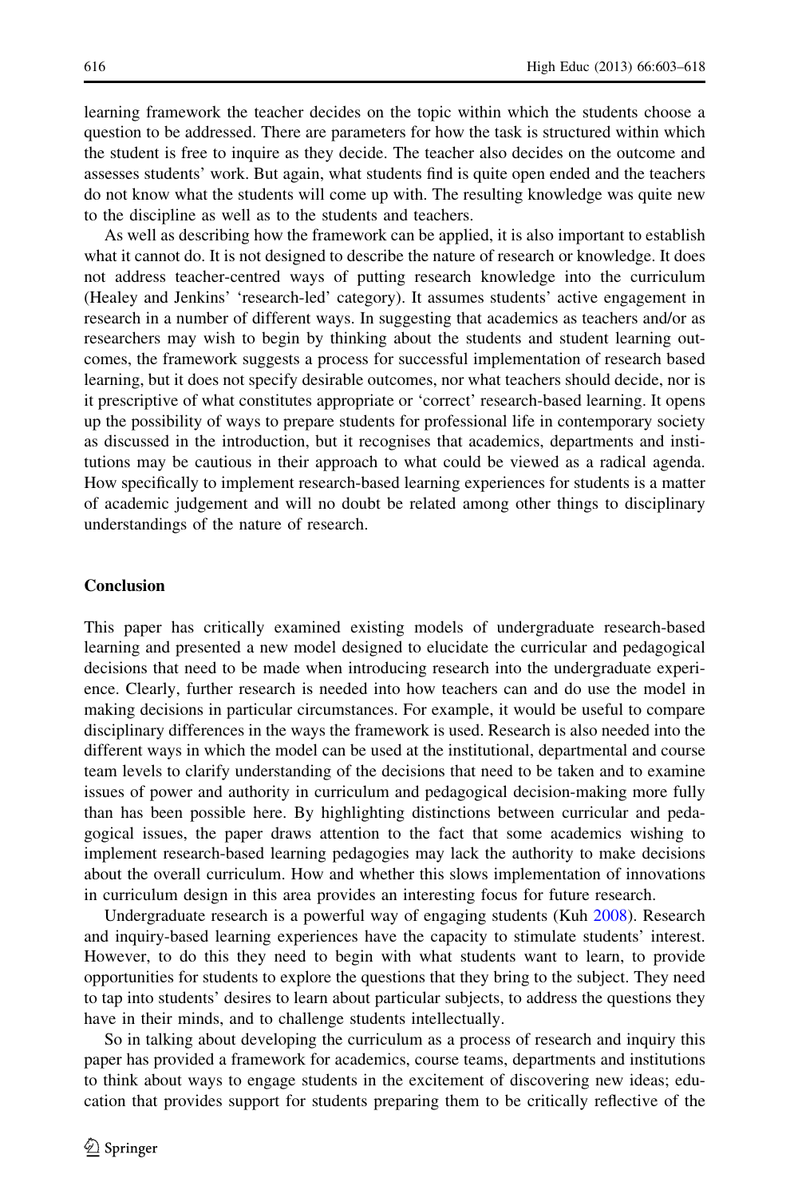learning framework the teacher decides on the topic within which the students choose a question to be addressed. There are parameters for how the task is structured within which the student is free to inquire as they decide. The teacher also decides on the outcome and assesses students' work. But again, what students find is quite open ended and the teachers do not know what the students will come up with. The resulting knowledge was quite new to the discipline as well as to the students and teachers.

As well as describing how the framework can be applied, it is also important to establish what it cannot do. It is not designed to describe the nature of research or knowledge. It does not address teacher-centred ways of putting research knowledge into the curriculum (Healey and Jenkins' 'research-led' category). It assumes students' active engagement in research in a number of different ways. In suggesting that academics as teachers and/or as researchers may wish to begin by thinking about the students and student learning outcomes, the framework suggests a process for successful implementation of research based learning, but it does not specify desirable outcomes, nor what teachers should decide, nor is it prescriptive of what constitutes appropriate or 'correct' research-based learning. It opens up the possibility of ways to prepare students for professional life in contemporary society as discussed in the introduction, but it recognises that academics, departments and institutions may be cautious in their approach to what could be viewed as a radical agenda. How specifically to implement research-based learning experiences for students is a matter of academic judgement and will no doubt be related among other things to disciplinary understandings of the nature of research.

## Conclusion

This paper has critically examined existing models of undergraduate research-based learning and presented a new model designed to elucidate the curricular and pedagogical decisions that need to be made when introducing research into the undergraduate experience. Clearly, further research is needed into how teachers can and do use the model in making decisions in particular circumstances. For example, it would be useful to compare disciplinary differences in the ways the framework is used. Research is also needed into the different ways in which the model can be used at the institutional, departmental and course team levels to clarify understanding of the decisions that need to be taken and to examine issues of power and authority in curriculum and pedagogical decision-making more fully than has been possible here. By highlighting distinctions between curricular and pedagogical issues, the paper draws attention to the fact that some academics wishing to implement research-based learning pedagogies may lack the authority to make decisions about the overall curriculum. How and whether this slows implementation of innovations in curriculum design in this area provides an interesting focus for future research.

Undergraduate research is a powerful way of engaging students (Kuh 2008). Research and inquiry-based learning experiences have the capacity to stimulate students' interest. However, to do this they need to begin with what students want to learn, to provide opportunities for students to explore the questions that they bring to the subject. They need to tap into students' desires to learn about particular subjects, to address the questions they have in their minds, and to challenge students intellectually.

So in talking about developing the curriculum as a process of research and inquiry this paper has provided a framework for academics, course teams, departments and institutions to think about ways to engage students in the excitement of discovering new ideas; education that provides support for students preparing them to be critically reflective of the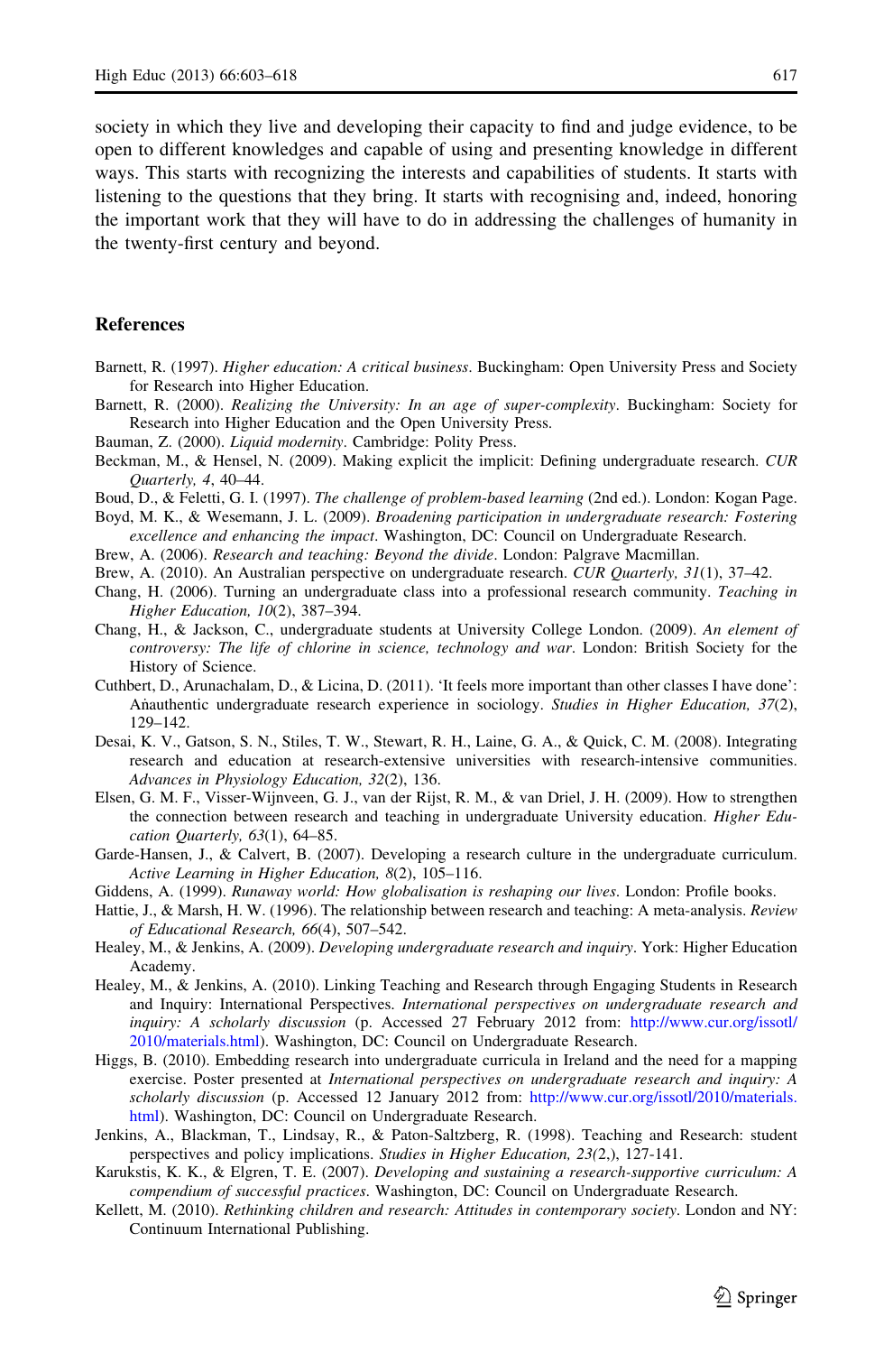society in which they live and developing their capacity to find and judge evidence, to be open to different knowledges and capable of using and presenting knowledge in different ways. This starts with recognizing the interests and capabilities of students. It starts with listening to the questions that they bring. It starts with recognising and, indeed, honoring the important work that they will have to do in addressing the challenges of humanity in the twenty-first century and beyond.

## References

Barnett, R. (1997). *Higher education: A critical business*. Buckingham: Open University Press and Society for Research into Higher Education.

Barnett, R. (2000). *Realizing the University: In an age of super-complexity*. Buckingham: Society for Research into Higher Education and the Open University Press.

Bauman, Z. (2000). *Liquid modernity*. Cambridge: Polity Press.

Beckman, M., & Hensel, N. (2009). Making explicit the implicit: Defining undergraduate research. *CUR Quarterly, 4*, 40–44.

Boud, D., & Feletti, G. I. (1997). *The challenge of problem-based learning* (2nd ed.). London: Kogan Page.

Boyd, M. K., & Wesemann, J. L. (2009). *Broadening participation in undergraduate research: Fostering excellence and enhancing the impact*. Washington, DC: Council on Undergraduate Research.

Brew, A. (2006). *Research and teaching: Beyond the divide*. London: Palgrave Macmillan.

Brew, A. (2010). An Australian perspective on undergraduate research. *CUR Quarterly, 31*(1), 37–42.

Chang, H. (2006). Turning an undergraduate class into a professional research community. *Teaching in Higher Education, 10*(2), 387–394.

Chang, H., & Jackson, C., undergraduate students at University College London. (2009). *An element of controversy: The life of chlorine in science, technology and war*. London: British Society for the History of Science.

Cuthbert, D., Arunachalam, D., & Licina, D. (2011). 'It feels more important than other classes I have done': Anauthentic undergraduate research experience in sociology. *Studies in Higher Education, 37*(2), 129–142.

Desai, K. V., Gatson, S. N., Stiles, T. W., Stewart, R. H., Laine, G. A., & Quick, C. M. (2008). Integrating research and education at research-extensive universities with research-intensive communities. *Advances in Physiology Education, 32*(2), 136.

Elsen, G. M. F., Visser-Wijnveen, G. J., van der Rijst, R. M., & van Driel, J. H. (2009). How to strengthen the connection between research and teaching in undergraduate University education. *Higher Education Quarterly, 63*(1), 64–85.

Garde-Hansen, J., & Calvert, B. (2007). Developing a research culture in the undergraduate curriculum. *Active Learning in Higher Education, 8*(2), 105–116.

Giddens, A. (1999). *Runaway world: How globalisation is reshaping our lives*. London: Profile books.

Hattie, J., & Marsh, H. W. (1996). The relationship between research and teaching: A meta-analysis. *Review of Educational Research, 66*(4), 507–542.

Healey, M., & Jenkins, A. (2009). *Developing undergraduate research and inquiry*. York: Higher Education Academy.

Healey, M., & Jenkins, A. (2010). Linking Teaching and Research through Engaging Students in Research and Inquiry: International Perspectives. *International perspectives on undergraduate research and inquiry: A scholarly discussion* (p. Accessed 27 February 2012 from: http://www.cur.org/issotl/2010/materials.html). Washington, DC: Council on Undergraduate Research.

Higgs, B. (2010). Embedding research into undergraduate curricula in Ireland and the need for a mapping exercise. Poster presented at *International perspectives on undergraduate research and inquiry: A scholarly discussion* (p. Accessed 12 January 2012 from: http://www.cur.org/issotl/2010/materials.html). Washington, DC: Council on Undergraduate Research.

Jenkins, A., Blackman, T., Lindsay, R., & Paton-Saltzberg, R. (1998). Teaching and Research: student perspectives and policy implications. *Studies in Higher Education, 23*(2,), 127-141.

Karukstis, K. K., & Elgren, T. E. (2007). *Developing and sustaining a research-supportive curriculum: A compendium of successful practices*. Washington, DC: Council on Undergraduate Research.

Kellett, M. (2010). *Rethinking children and research: Attitudes in contemporary society*. London and NY: Continuum International Publishing.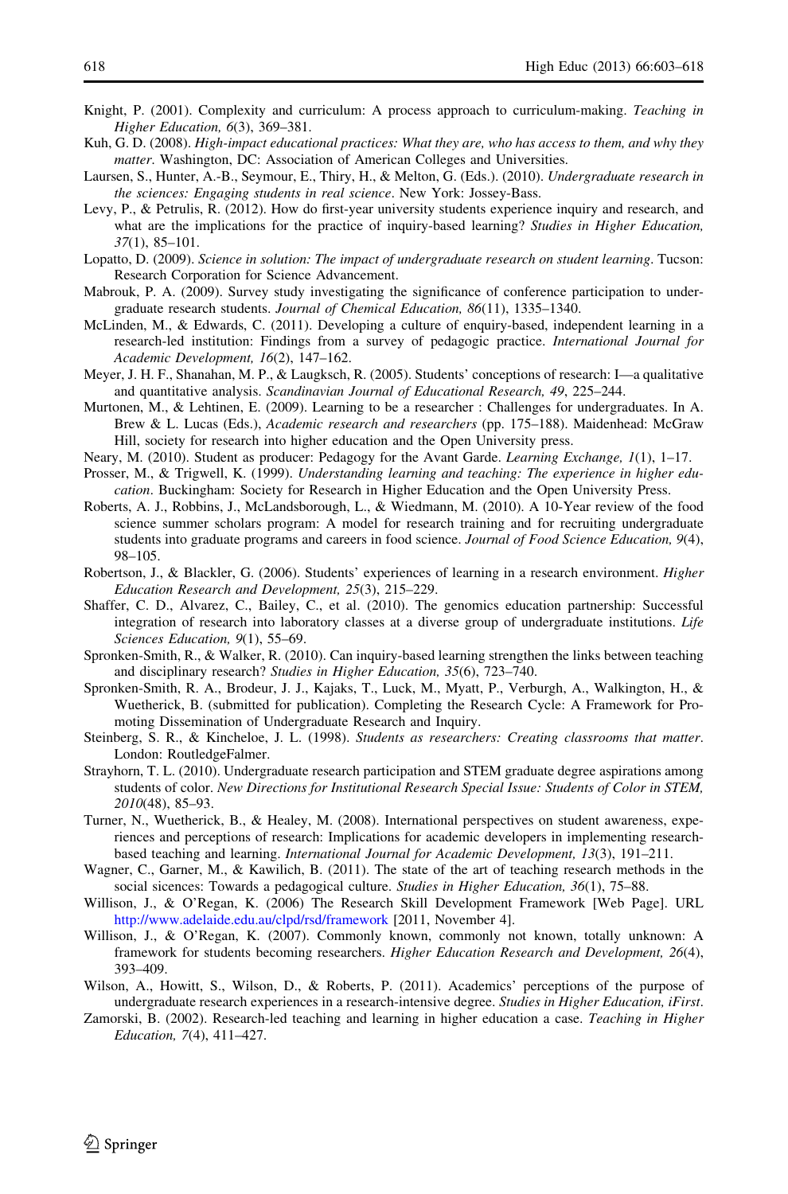Knight, P. (2001). Complexity and curriculum: A process approach to curriculum-making. *Teaching in Higher Education, 6*(3), 369–381.

Kuh, G. D. (2008). *High-impact educational practices: What they are, who has access to them, and why they matter*. Washington, DC: Association of American Colleges and Universities.

Laursen, S., Hunter, A.-B., Seymour, E., Thiry, H., & Melton, G. (Eds.). (2010). *Undergraduate research in the sciences: Engaging students in real science*. New York: Jossey-Bass.

Levy, P., & Petrulis, R. (2012). How do first-year university students experience inquiry and research, and what are the implications for the practice of inquiry-based learning? *Studies in Higher Education, 37*(1), 85–101.

Lopatto, D. (2009). *Science in solution: The impact of undergraduate research on student learning*. Tucson: Research Corporation for Science Advancement.

Mabrouk, P. A. (2009). Survey study investigating the significance of conference participation to undergraduate research students. *Journal of Chemical Education, 86*(11), 1335–1340.

McLinden, M., & Edwards, C. (2011). Developing a culture of enquiry-based, independent learning in a research-led institution: Findings from a survey of pedagogic practice. *International Journal for Academic Development, 16*(2), 147–162.

Meyer, J. H. F., Shanahan, M. P., & Laugksch, R. (2005). Students' conceptions of research: I—a qualitative and quantitative analysis. *Scandinavian Journal of Educational Research, 49*, 225–244.

Murtonen, M., & Lehtinen, E. (2009). Learning to be a researcher : Challenges for undergraduates. In A. Brew & L. Lucas (Eds.), *Academic research and researchers* (pp. 175–188). Maidenhead: McGraw Hill, society for research into higher education and the Open University press.

Neary, M. (2010). Student as producer: Pedagogy for the Avant Garde. *Learning Exchange, 1*(1), 1–17.

Prosser, M., & Trigwell, K. (1999). *Understanding learning and teaching: The experience in higher education*. Buckingham: Society for Research in Higher Education and the Open University Press.

Roberts, A. J., Robbins, J., McLandsborough, L., & Wiedmann, M. (2010). A 10-Year review of the food science summer scholars program: A model for research training and for recruiting undergraduate students into graduate programs and careers in food science. *Journal of Food Science Education, 9*(4), 98–105.

Robertson, J., & Blackler, G. (2006). Students' experiences of learning in a research environment. *Higher Education Research and Development, 25*(3), 215–229.

Shaffer, C. D., Alvarez, C., Bailey, C., et al. (2010). The genomics education partnership: Successful integration of research into laboratory classes at a diverse group of undergraduate institutions. *Life Sciences Education, 9*(1), 55–69.

Spronken-Smith, R., & Walker, R. (2010). Can inquiry-based learning strengthen the links between teaching and disciplinary research? *Studies in Higher Education, 35*(6), 723–740.

Spronken-Smith, R. A., Brodeur, J. J., Kajaks, T., Luck, M., Myatt, P., Verburgh, A., Walkington, H., & Wuetherick, B. (submitted for publication). Completing the Research Cycle: A Framework for Promoting Dissemination of Undergraduate Research and Inquiry.

Steinberg, S. R., & Kincheloe, J. L. (1998). *Students as researchers: Creating classrooms that matter*. London: RoutledgeFalmer.

Strayhorn, T. L. (2010). Undergraduate research participation and STEM graduate degree aspirations among students of color. *New Directions for Institutional Research Special Issue: Students of Color in STEM, 2010*(48), 85–93.

Turner, N., Wuetherick, B., & Healey, M. (2008). International perspectives on student awareness, experiences and perceptions of research: Implications for academic developers in implementing research-based teaching and learning. *International Journal for Academic Development, 13*(3), 191–211.

Wagner, C., Garner, M., & Kawilich, B. (2011). The state of the art of teaching research methods in the social sicences: Towards a pedagogical culture. *Studies in Higher Education, 36*(1), 75–88.

Willison, J., & O'Regan, K. (2006) The Research Skill Development Framework [Web Page]. URL http://www.adelaide.edu.au/clpd/rsd/framework [2011, November 4].

Willison, J., & O'Regan, K. (2007). Commonly known, commonly not known, totally unknown: A framework for students becoming researchers. *Higher Education Research and Development, 26*(4), 393–409.

Wilson, A., Howitt, S., Wilson, D., & Roberts, P. (2011). Academics' perceptions of the purpose of undergraduate research experiences in a research-intensive degree. *Studies in Higher Education, iFirst*.

Zamorski, B. (2002). Research-led teaching and learning in higher education a case. *Teaching in Higher Education, 7*(4), 411–427.